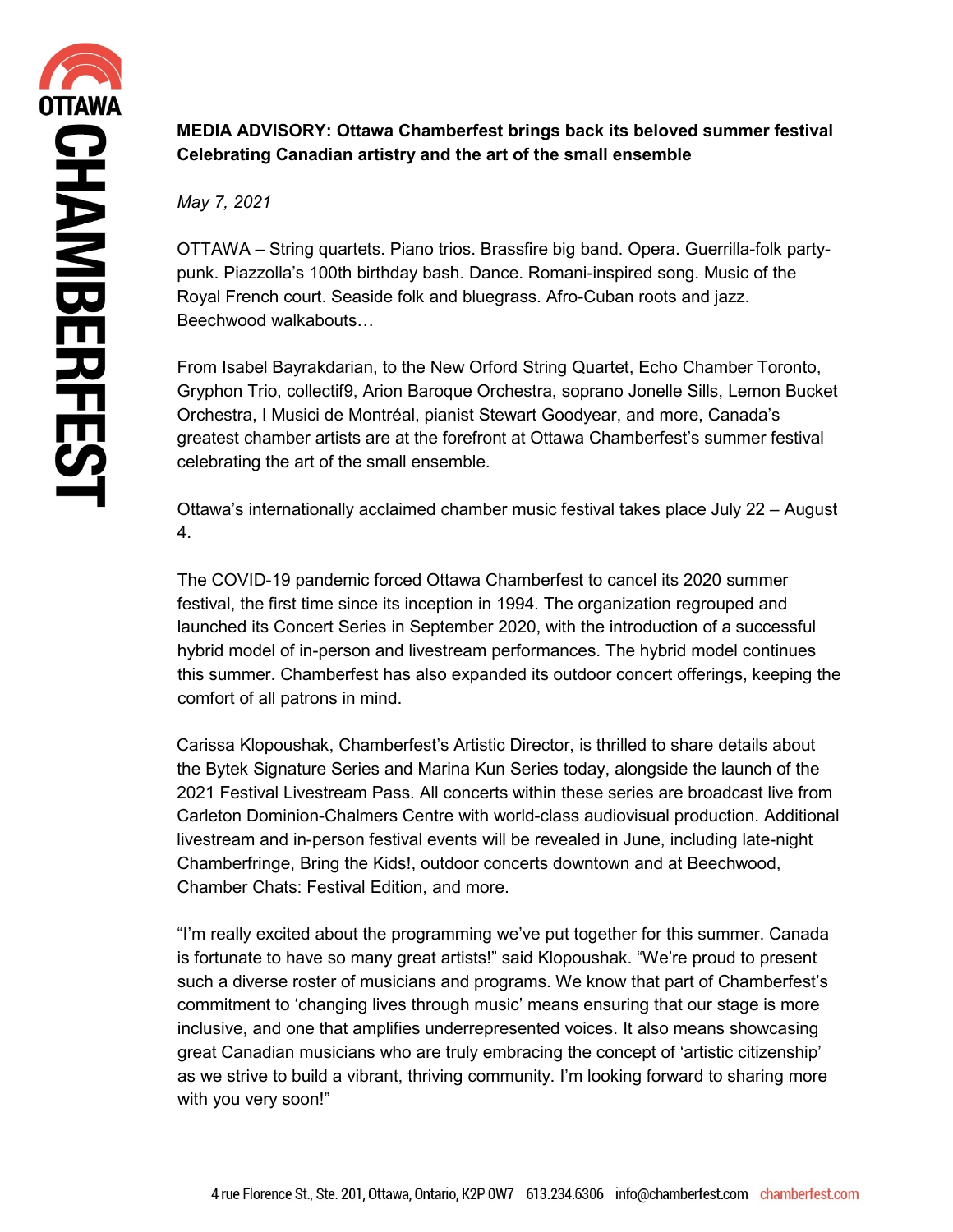**MEDIA ADVISORY: Ottawa Chamberfest brings back its beloved summer festival Celebrating Canadian artistry and the art of the small ensemble**

*May 7, 2021*

OTTAWA – String quartets. Piano trios. Brassfire big band. Opera. Guerrilla-folk party-punk. Piazzolla's 100th birthday bash. Dance. Romani-inspired song. Music of the Royal French court. Seaside folk and bluegrass. Afro-Cuban roots and jazz. Beechwood walkabouts…

From Isabel Bayrakdarian, to the New Orford String Quartet, Echo Chamber Toronto, Gryphon Trio, collectif9, Arion Baroque Orchestra, soprano Jonelle Sills, Lemon Bucket Orchestra, I Musici de Montréal, pianist Stewart Goodyear, and more, Canada's greatest chamber artists are at the forefront at Ottawa Chamberfest's summer festival celebrating the art of the small ensemble.

Ottawa's internationally acclaimed chamber music festival takes place July 22 – August 4.

The COVID-19 pandemic forced Ottawa Chamberfest to cancel its 2020 summer festival, the first time since its inception in 1994. The organization regrouped and launched its Concert Series in September 2020, with the introduction of a successful hybrid model of in-person and livestream performances. The hybrid model continues this summer. Chamberfest has also expanded its outdoor concert offerings, keeping the comfort of all patrons in mind.

Carissa Klopoushak, Chamberfest's Artistic Director, is thrilled to share details about the Bytek Signature Series and Marina Kun Series today, alongside the launch of the 2021 Festival Livestream Pass. All concerts within these series are broadcast live from Carleton Dominion-Chalmers Centre with world-class audiovisual production. Additional livestream and in-person festival events will be revealed in June, including late-night Chamberfringe, Bring the Kids!, outdoor concerts downtown and at Beechwood, Chamber Chats: Festival Edition, and more.

"I'm really excited about the programming we've put together for this summer. Canada is fortunate to have so many great artists!" said Klopoushak. "We're proud to present such a diverse roster of musicians and programs. We know that part of Chamberfest's commitment to 'changing lives through music' means ensuring that our stage is more inclusive, and one that amplifies underrepresented voices. It also means showcasing great Canadian musicians who are truly embracing the concept of 'artistic citizenship' as we strive to build a vibrant, thriving community. I'm looking forward to sharing more with you very soon!"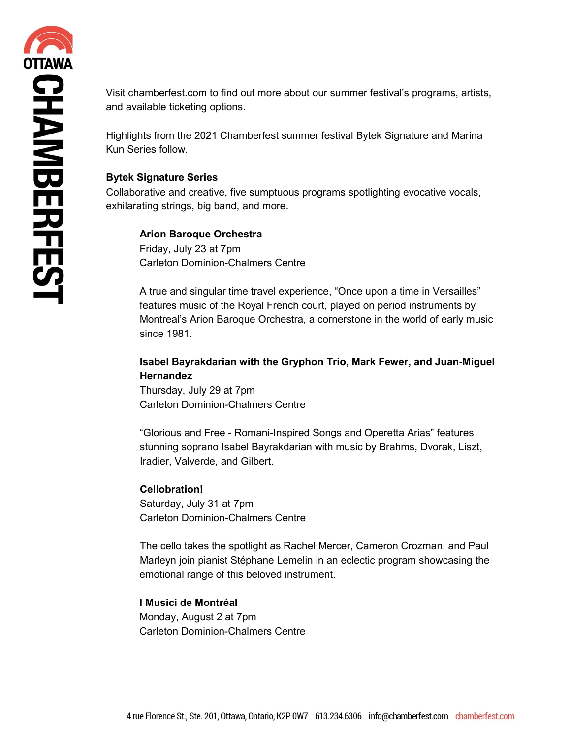Visit chamberfest.com to find out more about our summer festival's programs, artists, and available ticketing options.

Highlights from the 2021 Chamberfest summer festival Bytek Signature and Marina Kun Series follow.

**Bytek Signature Series**
Collaborative and creative, five sumptuous programs spotlighting evocative vocals, exhilarating strings, big band, and more.

**Arion Baroque Orchestra**
Friday, July 23 at 7pm
Carleton Dominion-Chalmers Centre

A true and singular time travel experience, "Once upon a time in Versailles" features music of the Royal French court, played on period instruments by Montreal's Arion Baroque Orchestra, a cornerstone in the world of early music since 1981.

**Isabel Bayrakdarian with the Gryphon Trio, Mark Fewer, and Juan-Miguel Hernandez**
Thursday, July 29 at 7pm
Carleton Dominion-Chalmers Centre

"Glorious and Free - Romani-Inspired Songs and Operetta Arias" features stunning soprano Isabel Bayrakdarian with music by Brahms, Dvorak, Liszt, Iradier, Valverde, and Gilbert.

**Cellobration!**
Saturday, July 31 at 7pm
Carleton Dominion-Chalmers Centre

The cello takes the spotlight as Rachel Mercer, Cameron Crozman, and Paul Marleyn join pianist Stéphane Lemelin in an eclectic program showcasing the emotional range of this beloved instrument.

**I Musici de Montréal**
Monday, August 2 at 7pm
Carleton Dominion-Chalmers Centre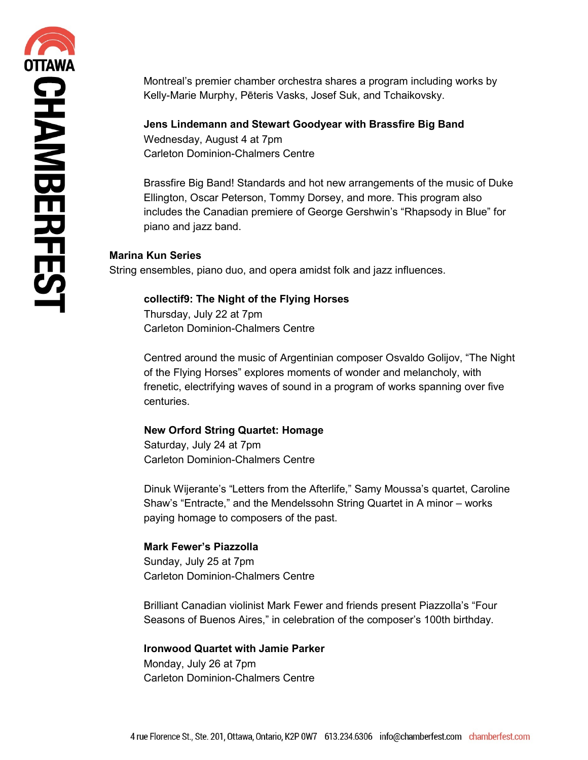Montreal's premier chamber orchestra shares a program including works by Kelly-Marie Murphy, Pēteris Vasks, Josef Suk, and Tchaikovsky.

**Jens Lindemann and Stewart Goodyear with Brassfire Big Band**
Wednesday, August 4 at 7pm
Carleton Dominion-Chalmers Centre

Brassfire Big Band! Standards and hot new arrangements of the music of Duke Ellington, Oscar Peterson, Tommy Dorsey, and more. This program also includes the Canadian premiere of George Gershwin's "Rhapsody in Blue" for piano and jazz band.

**Marina Kun Series**
String ensembles, piano duo, and opera amidst folk and jazz influences.

**collectif9: The Night of the Flying Horses**
Thursday, July 22 at 7pm
Carleton Dominion-Chalmers Centre

Centred around the music of Argentinian composer Osvaldo Golijov, "The Night of the Flying Horses" explores moments of wonder and melancholy, with frenetic, electrifying waves of sound in a program of works spanning over five centuries.

**New Orford String Quartet: Homage**
Saturday, July 24 at 7pm
Carleton Dominion-Chalmers Centre

Dinuk Wijerante's "Letters from the Afterlife," Samy Moussa's quartet, Caroline Shaw's "Entracte," and the Mendelssohn String Quartet in A minor – works paying homage to composers of the past.

**Mark Fewer's Piazzolla**
Sunday, July 25 at 7pm
Carleton Dominion-Chalmers Centre

Brilliant Canadian violinist Mark Fewer and friends present Piazzolla's "Four Seasons of Buenos Aires," in celebration of the composer's 100th birthday.

**Ironwood Quartet with Jamie Parker**
Monday, July 26 at 7pm
Carleton Dominion-Chalmers Centre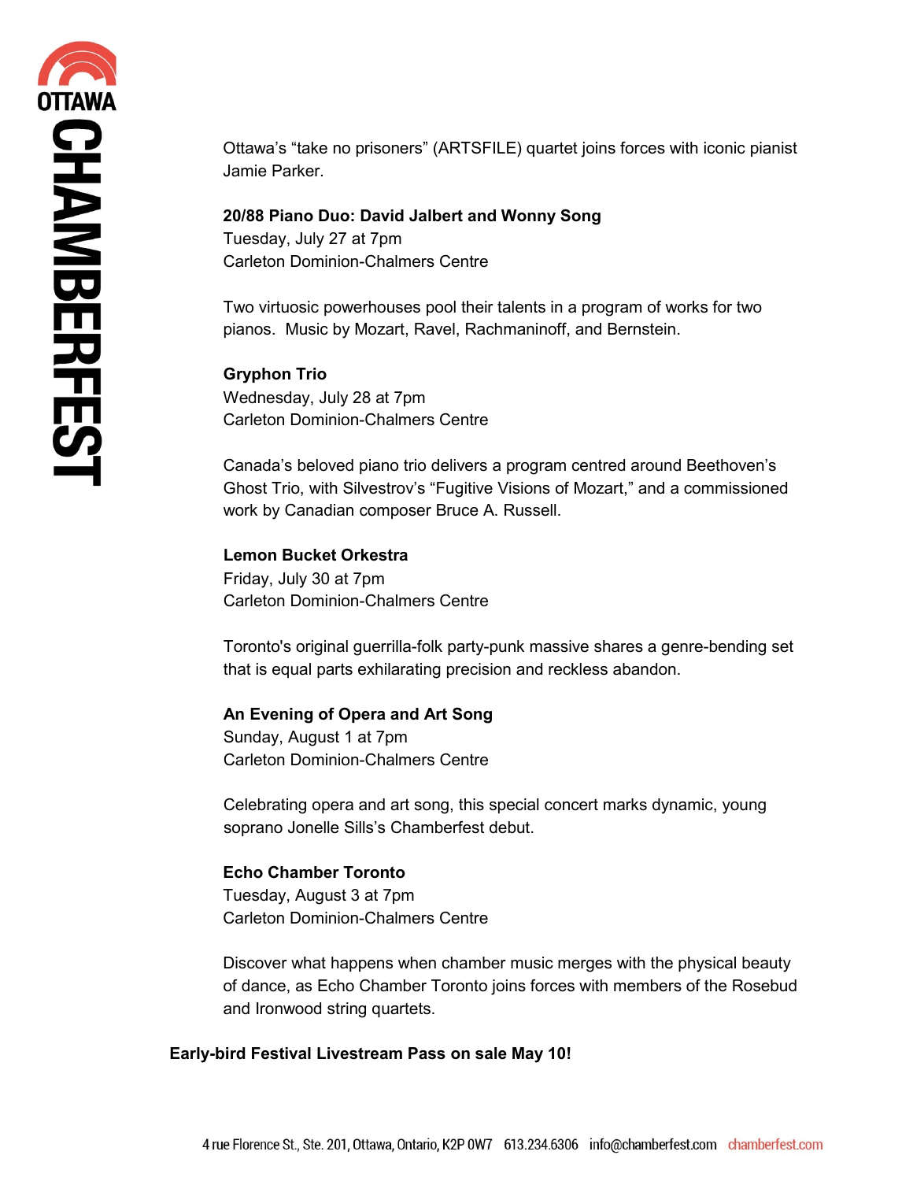Ottawa's "take no prisoners" (ARTSFILE) quartet joins forces with iconic pianist Jamie Parker.

**20/88 Piano Duo: David Jalbert and Wonny Song**
Tuesday, July 27 at 7pm
Carleton Dominion-Chalmers Centre

Two virtuosic powerhouses pool their talents in a program of works for two pianos. Music by Mozart, Ravel, Rachmaninoff, and Bernstein.

**Gryphon Trio**
Wednesday, July 28 at 7pm
Carleton Dominion-Chalmers Centre

Canada's beloved piano trio delivers a program centred around Beethoven's Ghost Trio, with Silvestrov's "Fugitive Visions of Mozart," and a commissioned work by Canadian composer Bruce A. Russell.

**Lemon Bucket Orkestra**
Friday, July 30 at 7pm
Carleton Dominion-Chalmers Centre

Toronto's original guerrilla-folk party-punk massive shares a genre-bending set that is equal parts exhilarating precision and reckless abandon.

**An Evening of Opera and Art Song**
Sunday, August 1 at 7pm
Carleton Dominion-Chalmers Centre

Celebrating opera and art song, this special concert marks dynamic, young soprano Jonelle Sills's Chamberfest debut.

**Echo Chamber Toronto**
Tuesday, August 3 at 7pm
Carleton Dominion-Chalmers Centre

Discover what happens when chamber music merges with the physical beauty of dance, as Echo Chamber Toronto joins forces with members of the Rosebud and Ironwood string quartets.

**Early-bird Festival Livestream Pass on sale May 10!**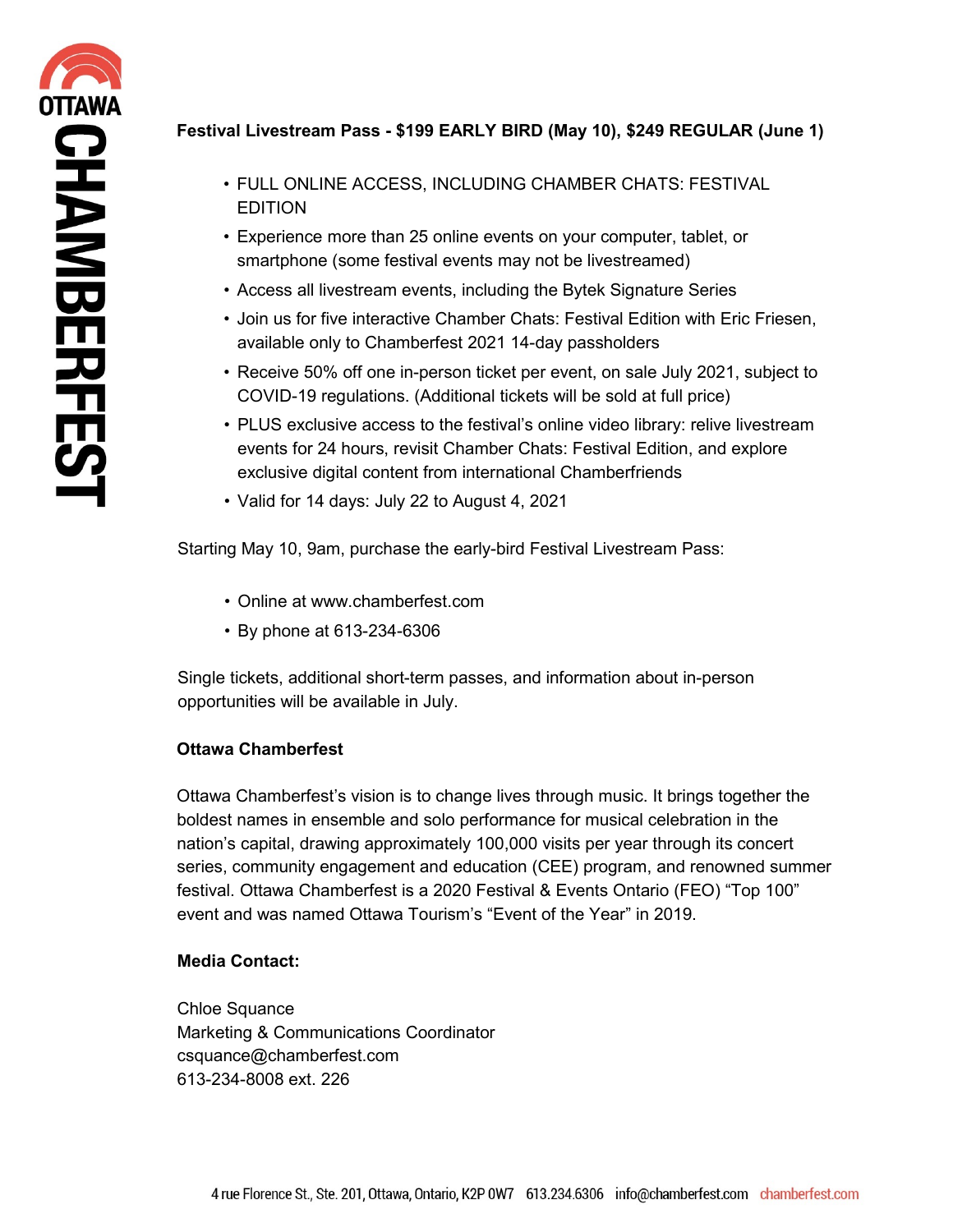**Festival Livestream Pass - $199 EARLY BIRD (May 10), $249 REGULAR (June 1)**

- FULL ONLINE ACCESS, INCLUDING CHAMBER CHATS: FESTIVAL EDITION
- Experience more than 25 online events on your computer, tablet, or smartphone (some festival events may not be livestreamed)
- Access all livestream events, including the Bytek Signature Series
- Join us for five interactive Chamber Chats: Festival Edition with Eric Friesen, available only to Chamberfest 2021 14-day passholders
- Receive 50% off one in-person ticket per event, on sale July 2021, subject to COVID-19 regulations. (Additional tickets will be sold at full price)
- PLUS exclusive access to the festival's online video library: relive livestream events for 24 hours, revisit Chamber Chats: Festival Edition, and explore exclusive digital content from international Chamberfriends
- Valid for 14 days: July 22 to August 4, 2021

Starting May 10, 9am, purchase the early-bird Festival Livestream Pass:

- Online at www.chamberfest.com
- By phone at 613-234-6306

Single tickets, additional short-term passes, and information about in-person opportunities will be available in July.

**Ottawa Chamberfest**

Ottawa Chamberfest's vision is to change lives through music. It brings together the boldest names in ensemble and solo performance for musical celebration in the nation's capital, drawing approximately 100,000 visits per year through its concert series, community engagement and education (CEE) program, and renowned summer festival. Ottawa Chamberfest is a 2020 Festival & Events Ontario (FEO) "Top 100" event and was named Ottawa Tourism's "Event of the Year" in 2019.

**Media Contact:**

Chloe Squance
Marketing & Communications Coordinator
csquance@chamberfest.com
613-234-8008 ext. 226